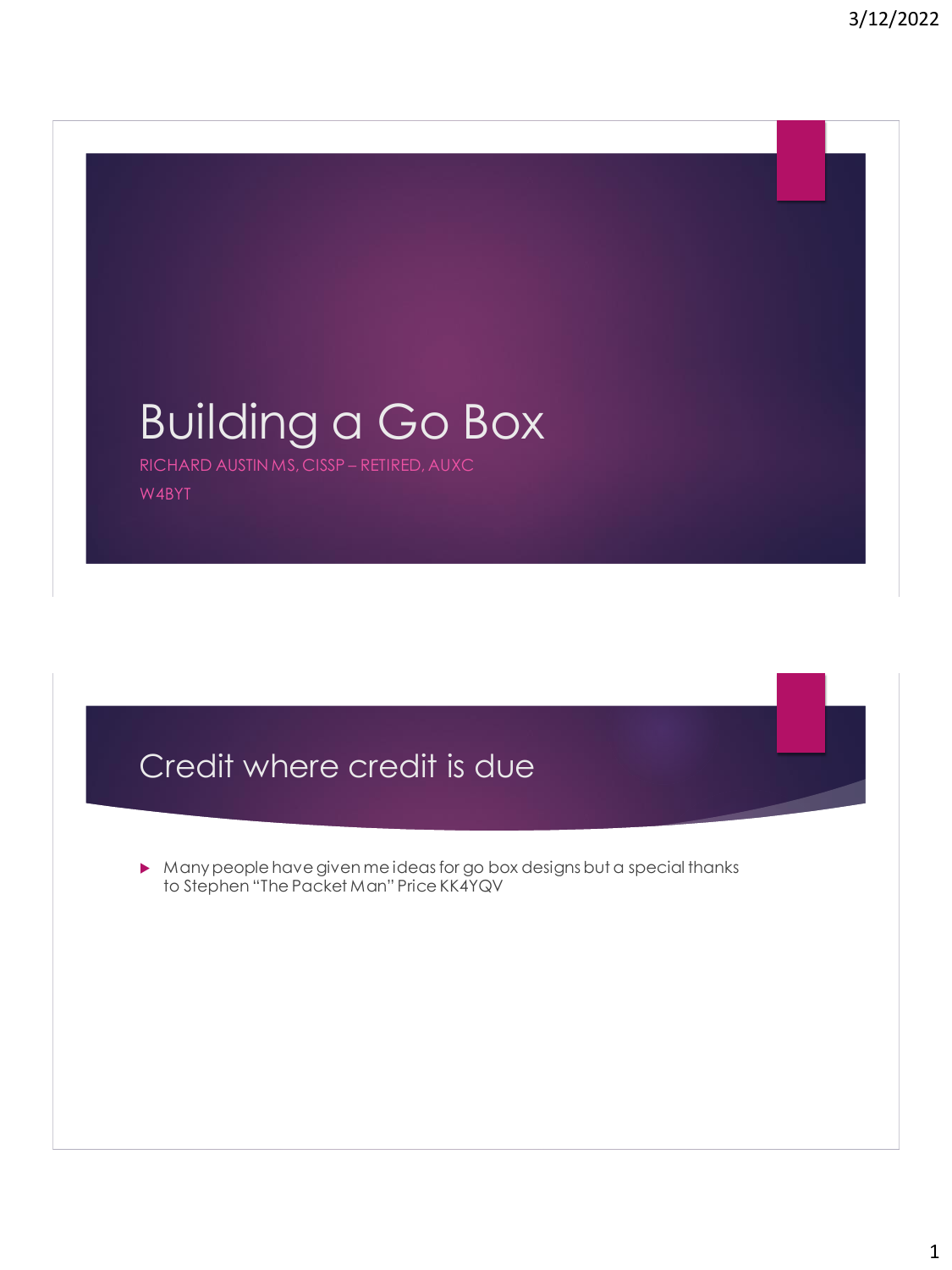# Building a Go Box

RICHARD AUSTIN MS, CISSP – RETIRED, AUXC

W4BYT

## Credit where credit is due

- Many people have given me ideas for go box designs but a special thanks to Stephen "The Packet Man" Price KK4YQV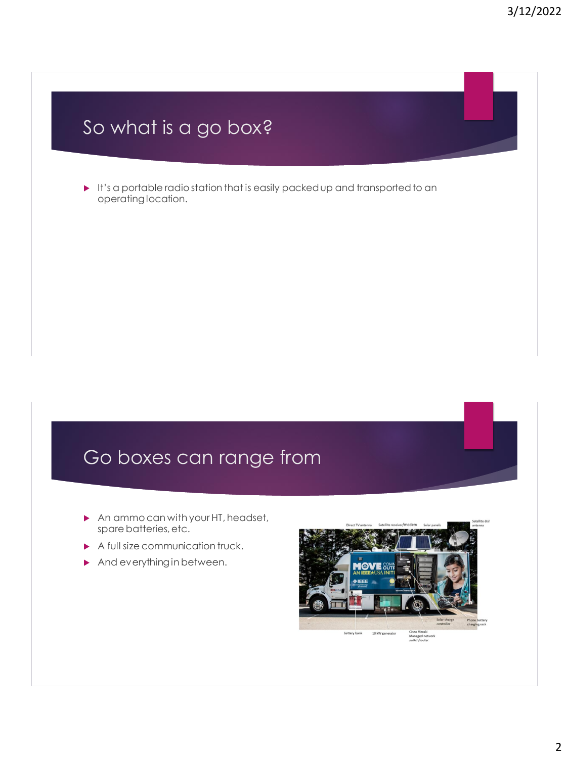## So what is a go box?

- It's a portable radio station that is easily packed up and transported to an operating location.

## Go boxes can range from

- An ammo can with your HT, headset, spare batteries, etc.
- A full size communication truck.
- And everything in between.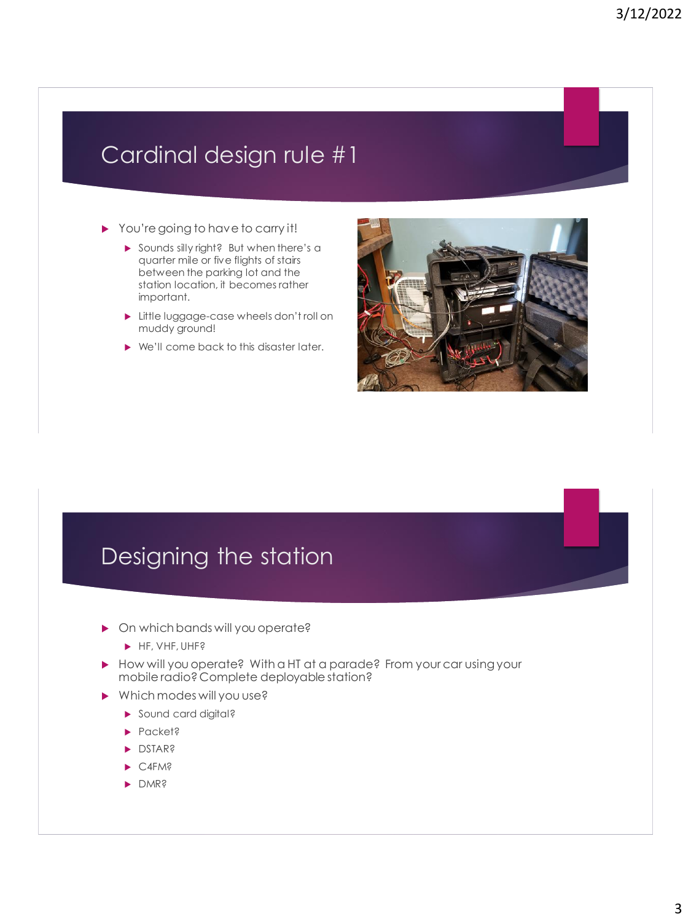## Cardinal design rule #1

- You're going to have to carry it!
  - Sounds silly right? But when there's a quarter mile or five flights of stairs between the parking lot and the station location, it becomes rather important.
  - Little luggage-case wheels don't roll on muddy ground!
  - We'll come back to this disaster later.

## Designing the station

- On which bands will you operate?
  - HF, VHF, UHF?
- How will you operate? With a HT at a parade? From your car using your mobile radio? Complete deployable station?
- Which modes will you use?
  - Sound card digital?
  - Packet?
  - DSTAR?
  - C4FM?
  - DMR?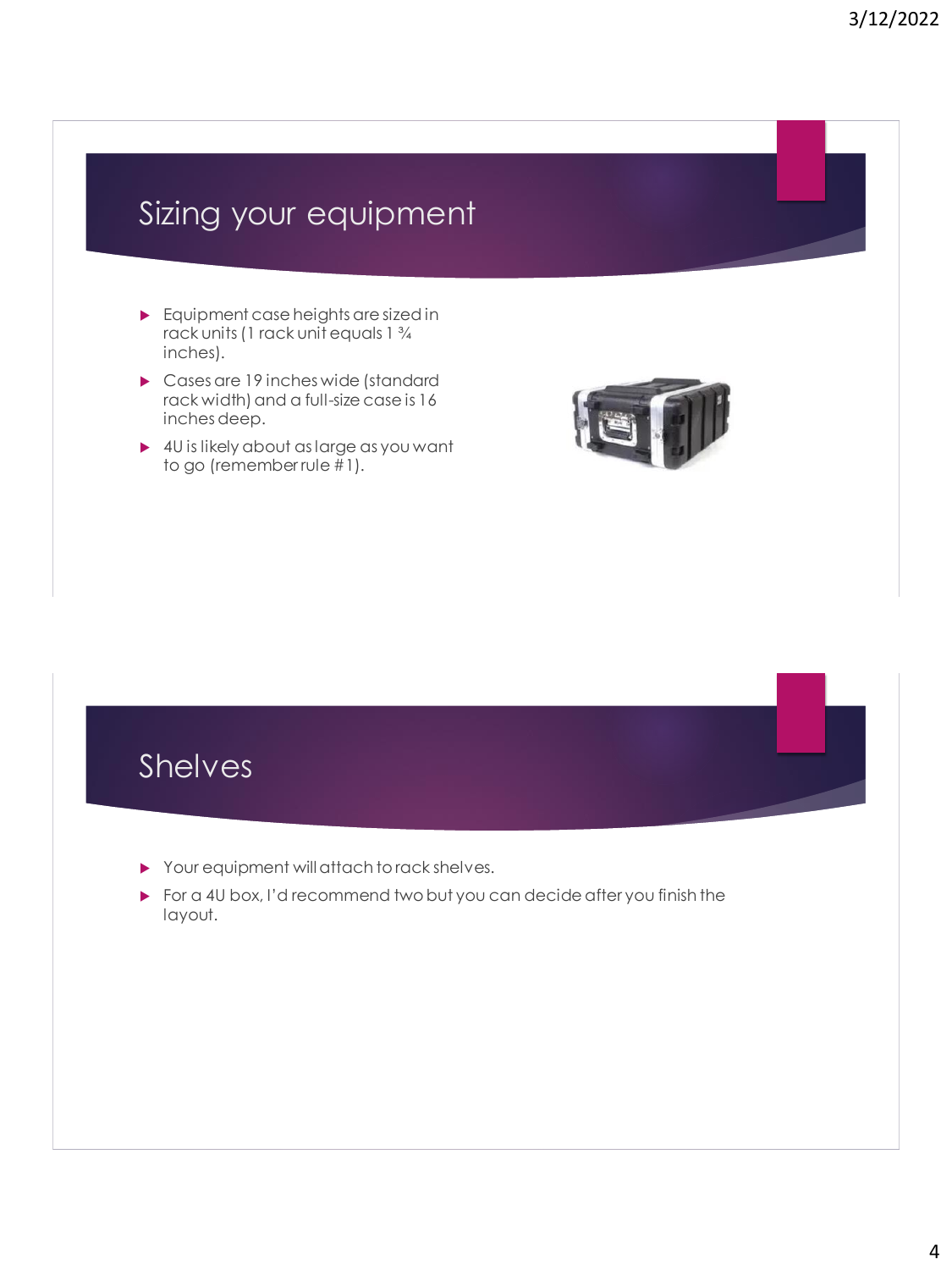## Sizing your equipment

- Equipment case heights are sized in rack units (1 rack unit equals 1 ¾ inches).
- Cases are 19 inches wide (standard rack width) and a full-size case is 16 inches deep.
- 4U is likely about as large as you want to go (remember rule #1).

## Shelves

- Your equipment will attach to rack shelves.
- For a 4U box, I'd recommend two but you can decide after you finish the layout.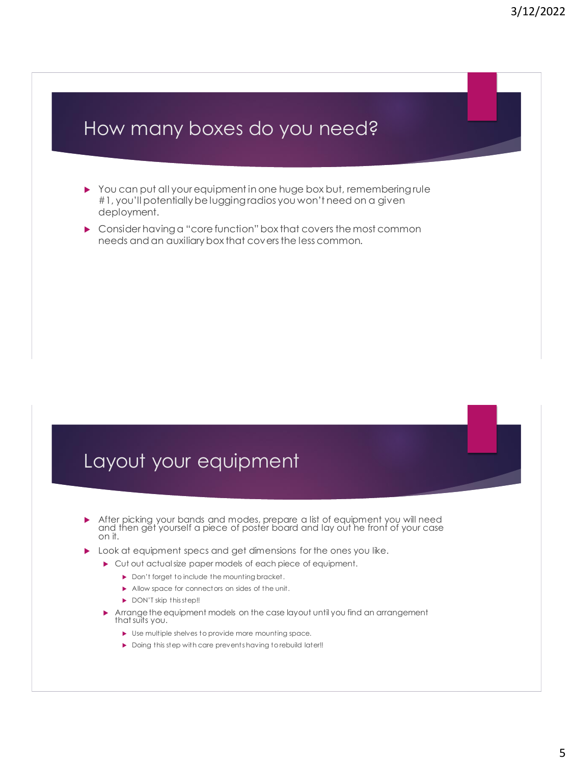## How many boxes do you need?

- You can put all your equipment in one huge box but, remembering rule #1, you'll potentially be lugging radios you won't need on a given deployment.
- Consider having a "core function" box that covers the most common needs and an auxiliary box that covers the less common.

## Layout your equipment

- After picking your bands and modes, prepare a list of equipment you will need and then get yourself a piece of poster board and lay out he front of your case on it.
- Look at equipment specs and get dimensions for the ones you like.
  - Cut out actual size paper models of each piece of equipment.
    - Don't forget to include the mounting bracket.
    - Allow space for connectors on sides of the unit.
    - DON'T skip this step!!
  - Arrange the equipment models on the case layout until you find an arrangement that suits you.
    - Use multiple shelves to provide more mounting space.
    - Doing this step with care prevents having to rebuild later!!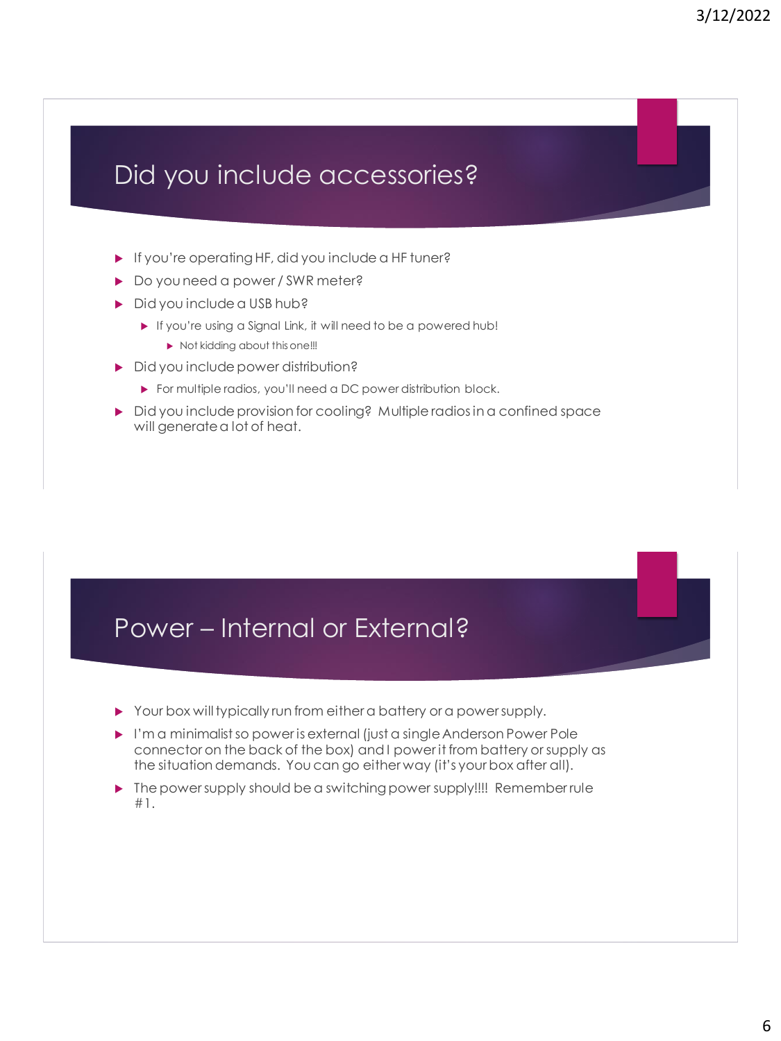## Did you include accessories?

- If you're operating HF, did you include a HF tuner?
- Do you need a power / SWR meter?
- Did you include a USB hub?
  - If you're using a Signal Link, it will need to be a powered hub!
    - Not kidding about this one!!!
- Did you include power distribution?
  - For multiple radios, you'll need a DC power distribution block.
- Did you include provision for cooling? Multiple radios in a confined space will generate a lot of heat.

## Power – Internal or External?

- Your box will typically run from either a battery or a power supply.
- I'm a minimalist so power is external (just a single Anderson Power Pole connector on the back of the box) and I power it from battery or supply as the situation demands. You can go either way (it's your box after all).
- The power supply should be a switching power supply!!!! Remember rule #1.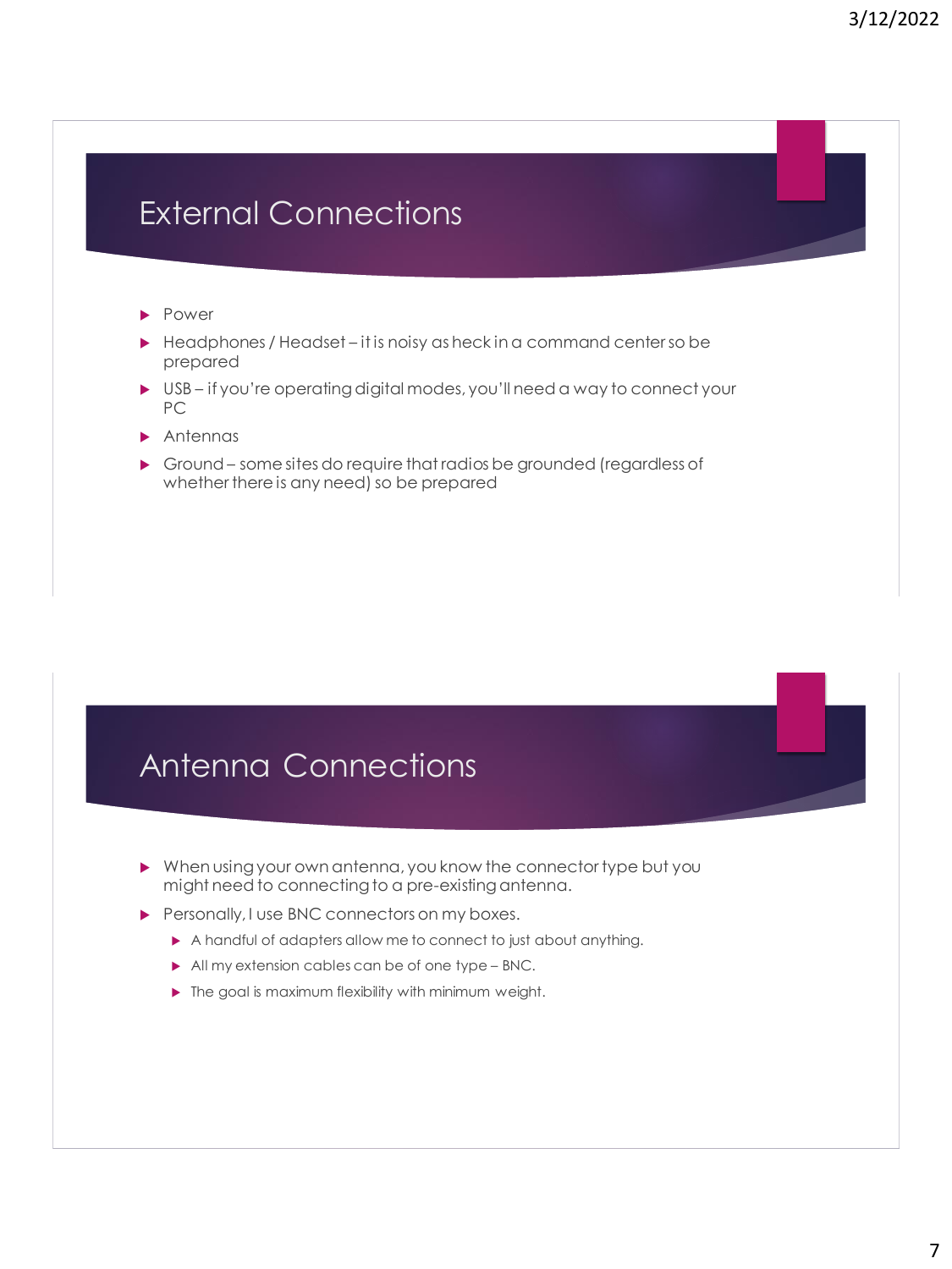## External Connections

- Power
- Headphones / Headset – it is noisy as heck in a command center so be prepared
- USB – if you're operating digital modes, you'll need a way to connect your PC
- Antennas
- Ground – some sites do require that radios be grounded (regardless of whether there is any need) so be prepared

## Antenna Connections

- When using your own antenna, you know the connector type but you might need to connecting to a pre-existing antenna.
- Personally, I use BNC connectors on my boxes.
  - A handful of adapters allow me to connect to just about anything.
  - All my extension cables can be of one type – BNC.
  - The goal is maximum flexibility with minimum weight.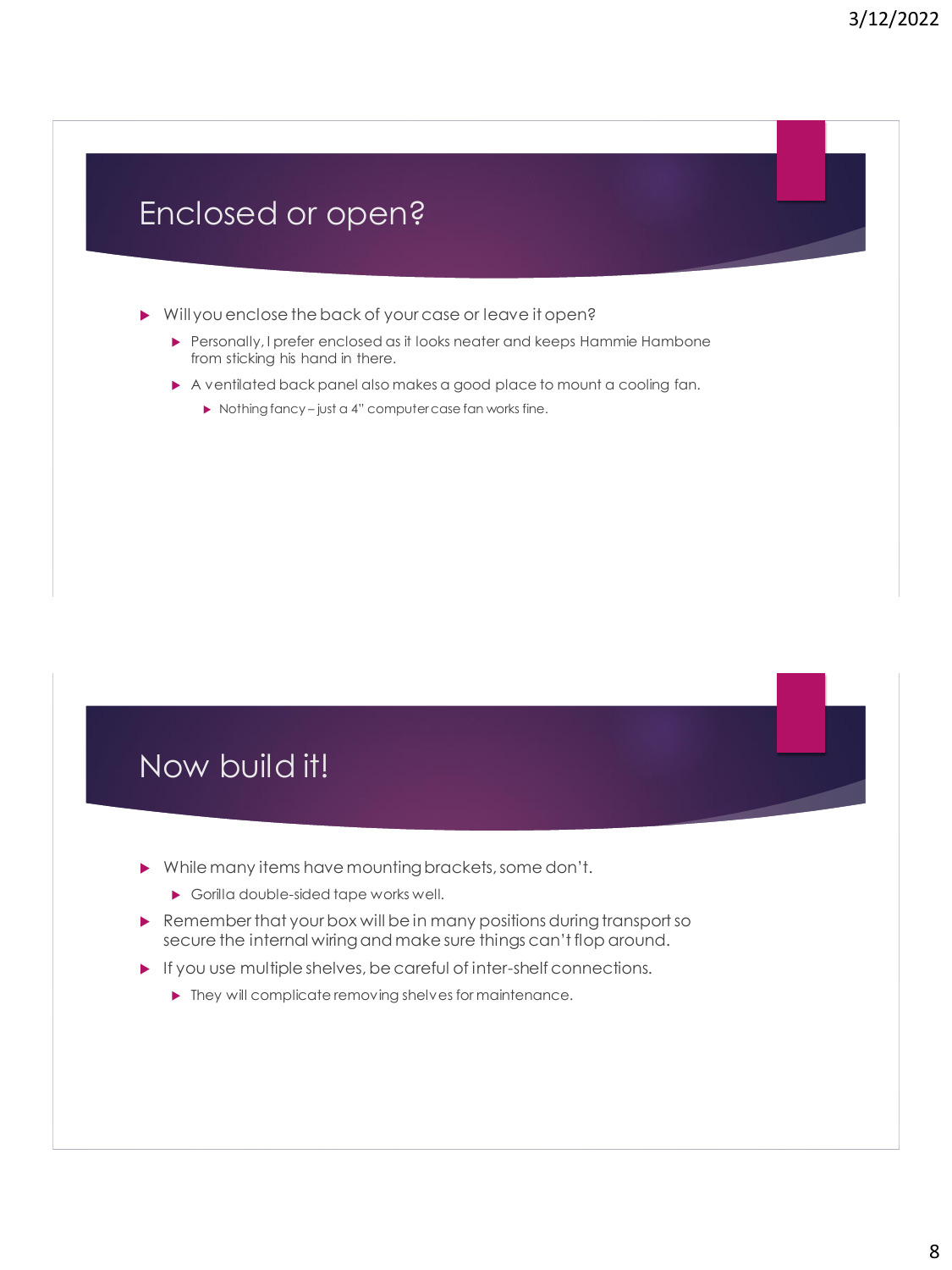## Enclosed or open?

- Will you enclose the back of your case or leave it open?
  - Personally, I prefer enclosed as it looks neater and keeps Hammie Hambone from sticking his hand in there.
  - A ventilated back panel also makes a good place to mount a cooling fan.
    - Nothing fancy – just a 4" computer case fan works fine.

## Now build it!

- While many items have mounting brackets, some don't.
  - Gorilla double-sided tape works well.
- Remember that your box will be in many positions during transport so secure the internal wiring and make sure things can't flop around.
- If you use multiple shelves, be careful of inter-shelf connections.
  - They will complicate removing shelves for maintenance.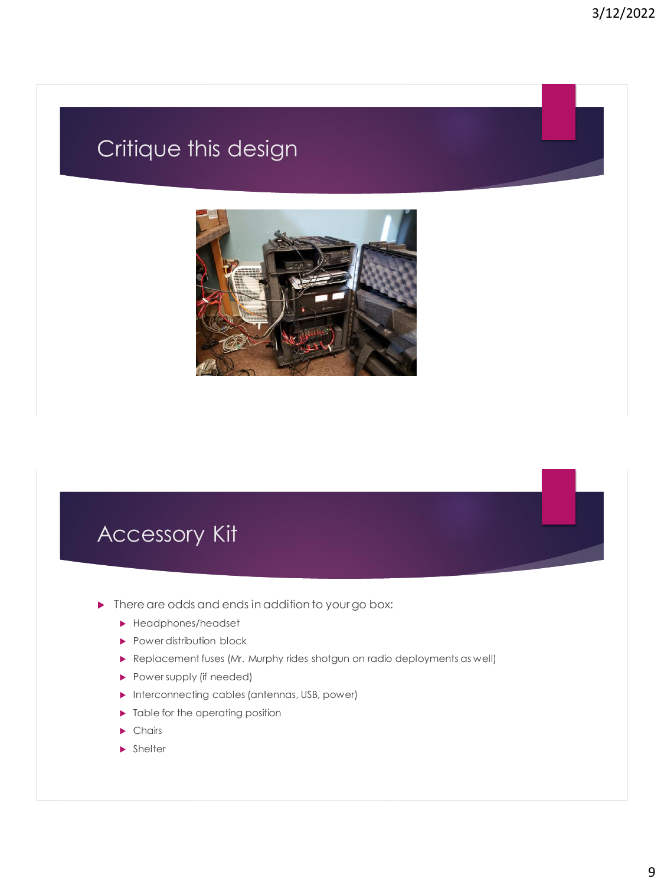## Critique this design

## Accessory Kit

- There are odds and ends in addition to your go box:
  - Headphones/headset
  - Power distribution block
  - Replacement fuses (Mr. Murphy rides shotgun on radio deployments as well)
  - Power supply (if needed)
  - Interconnecting cables (antennas, USB, power)
  - Table for the operating position
  - Chairs
  - Shelter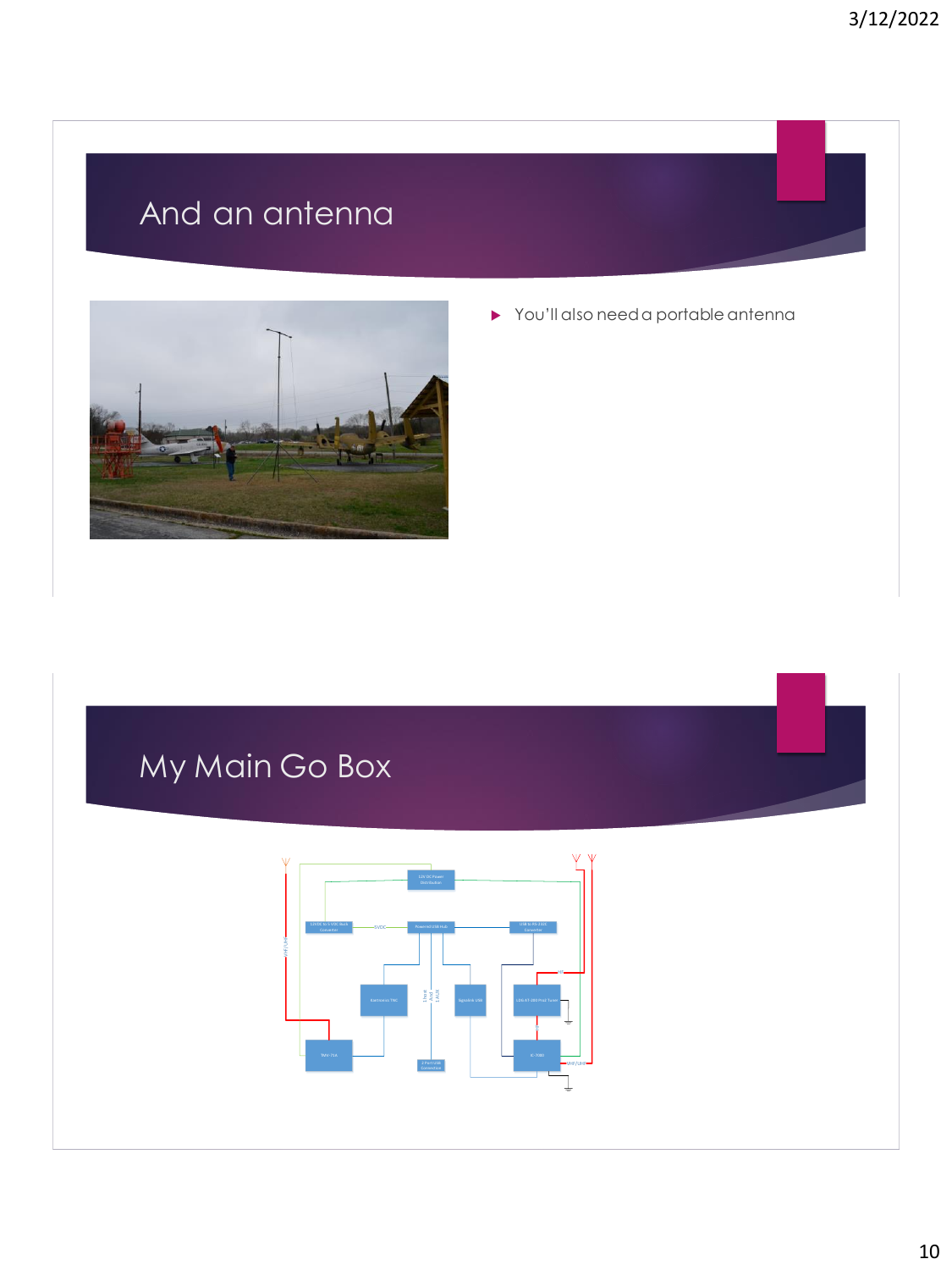# And an antenna

- You'll also need a portable antenna

# My Main Go Box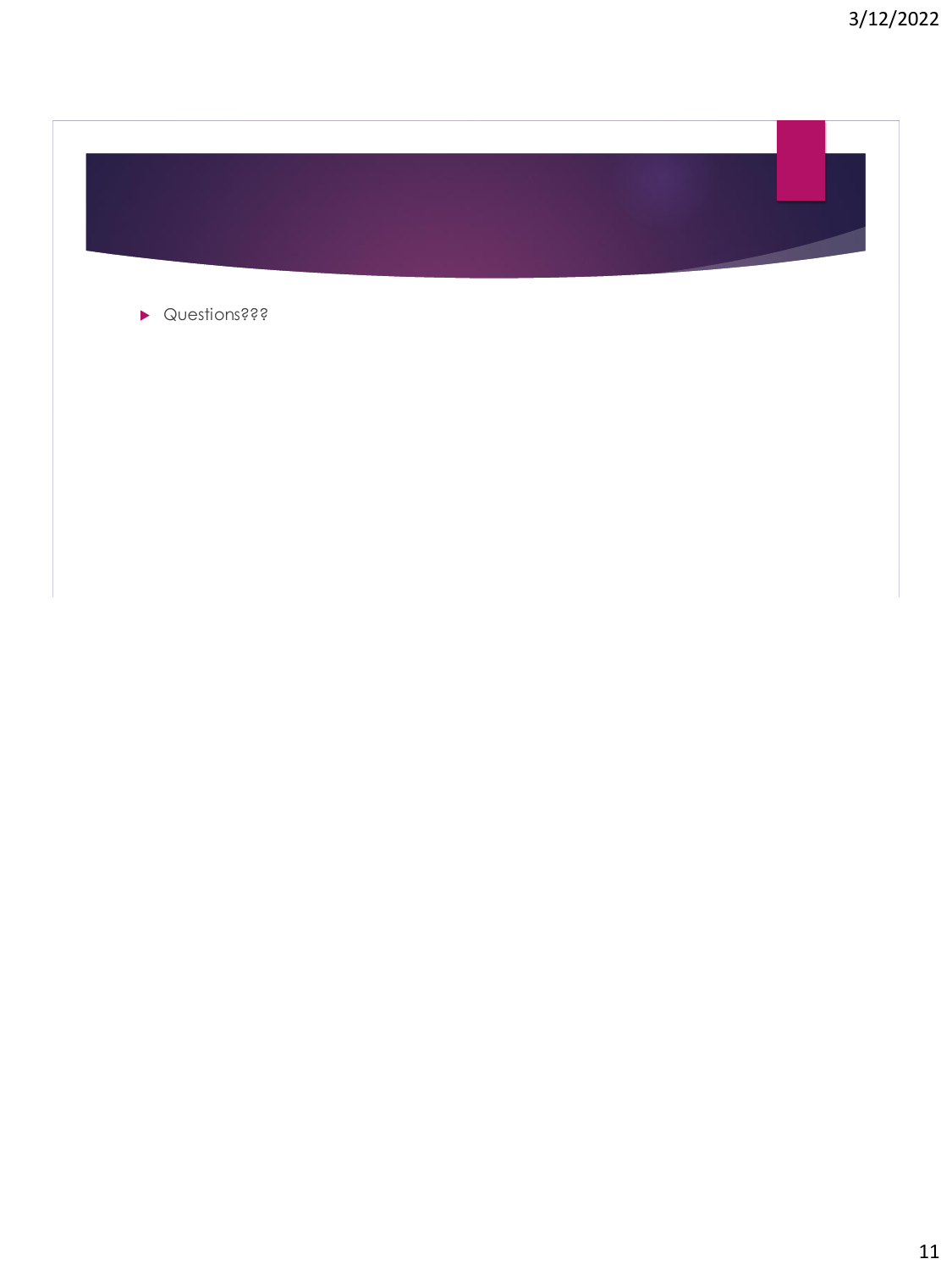- Questions???